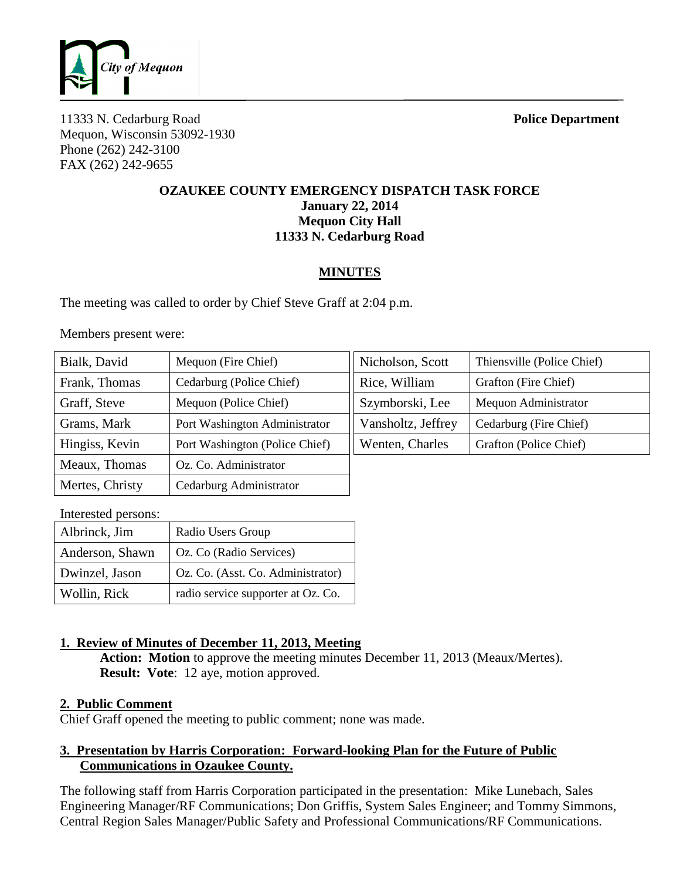City of Mequon

11333 N. Cedarburg Road
Mequon, Wisconsin 53092-1930
Phone (262) 242-3100
FAX (262) 242-9655

**Police Department**

**OZAUKEE COUNTY EMERGENCY DISPATCH TASK FORCE**
**January 22, 2014**
**Mequon City Hall**
**11333 N. Cedarburg Road**

## MINUTES

The meeting was called to order by Chief Steve Graff at 2:04 p.m.

Members present were:

| Name | Title |
|---|---|
| Bialk, David | Mequon (Fire Chief) |
| Frank, Thomas | Cedarburg (Police Chief) |
| Graff, Steve | Mequon (Police Chief) |
| Grams, Mark | Port Washington Administrator |
| Hingiss, Kevin | Port Washington (Police Chief) |
| Meaux, Thomas | Oz. Co. Administrator |
| Mertes, Christy | Cedarburg Administrator |
| Nicholson, Scott | Thiensville (Police Chief) |
| Rice, William | Grafton (Fire Chief) |
| Szymborski, Lee | Mequon Administrator |
| Vansholtz, Jeffrey | Cedarburg (Fire Chief) |
| Wenten, Charles | Grafton (Police Chief) |

Interested persons:

| Name | Title |
|---|---|
| Albrinck, Jim | Radio Users Group |
| Anderson, Shawn | Oz. Co (Radio Services) |
| Dwinzel, Jason | Oz. Co. (Asst. Co. Administrator) |
| Wollin, Rick | radio service supporter at Oz. Co. |

### 1. Review of Minutes of December 11, 2013, Meeting

**Action: Motion** to approve the meeting minutes December 11, 2013 (Meaux/Mertes).
**Result: Vote**: 12 aye, motion approved.

### 2. Public Comment

Chief Graff opened the meeting to public comment; none was made.

### 3. Presentation by Harris Corporation: Forward-looking Plan for the Future of Public Communications in Ozaukee County.

The following staff from Harris Corporation participated in the presentation: Mike Lunebach, Sales Engineering Manager/RF Communications; Don Griffis, System Sales Engineer; and Tommy Simmons, Central Region Sales Manager/Public Safety and Professional Communications/RF Communications.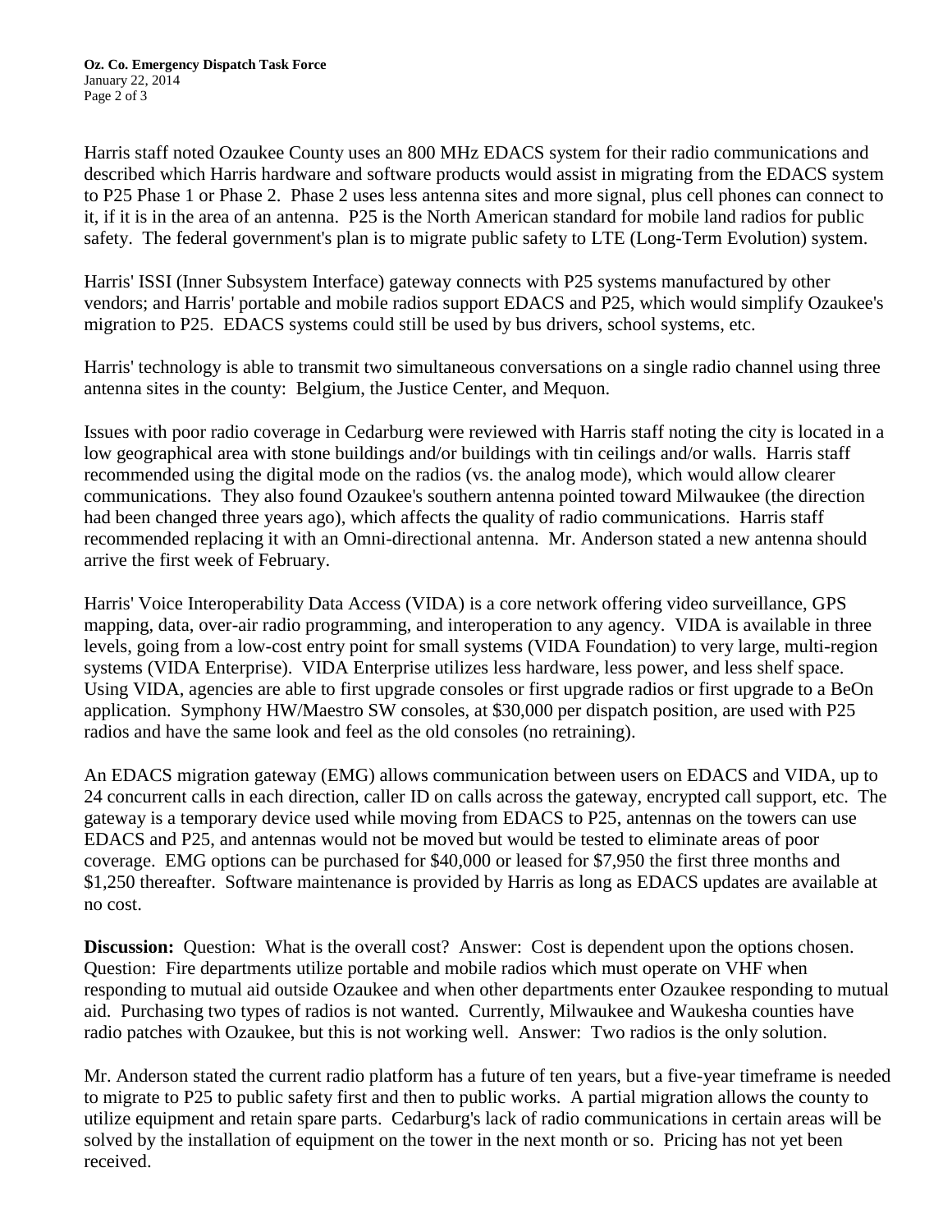Harris staff noted Ozaukee County uses an 800 MHz EDACS system for their radio communications and described which Harris hardware and software products would assist in migrating from the EDACS system to P25 Phase 1 or Phase 2. Phase 2 uses less antenna sites and more signal, plus cell phones can connect to it, if it is in the area of an antenna. P25 is the North American standard for mobile land radios for public safety. The federal government's plan is to migrate public safety to LTE (Long-Term Evolution) system.

Harris' ISSI (Inner Subsystem Interface) gateway connects with P25 systems manufactured by other vendors; and Harris' portable and mobile radios support EDACS and P25, which would simplify Ozaukee's migration to P25. EDACS systems could still be used by bus drivers, school systems, etc.

Harris' technology is able to transmit two simultaneous conversations on a single radio channel using three antenna sites in the county: Belgium, the Justice Center, and Mequon.

Issues with poor radio coverage in Cedarburg were reviewed with Harris staff noting the city is located in a low geographical area with stone buildings and/or buildings with tin ceilings and/or walls. Harris staff recommended using the digital mode on the radios (vs. the analog mode), which would allow clearer communications. They also found Ozaukee's southern antenna pointed toward Milwaukee (the direction had been changed three years ago), which affects the quality of radio communications. Harris staff recommended replacing it with an Omni-directional antenna. Mr. Anderson stated a new antenna should arrive the first week of February.

Harris' Voice Interoperability Data Access (VIDA) is a core network offering video surveillance, GPS mapping, data, over-air radio programming, and interoperation to any agency. VIDA is available in three levels, going from a low-cost entry point for small systems (VIDA Foundation) to very large, multi-region systems (VIDA Enterprise). VIDA Enterprise utilizes less hardware, less power, and less shelf space. Using VIDA, agencies are able to first upgrade consoles or first upgrade radios or first upgrade to a BeOn application. Symphony HW/Maestro SW consoles, at $30,000 per dispatch position, are used with P25 radios and have the same look and feel as the old consoles (no retraining).

An EDACS migration gateway (EMG) allows communication between users on EDACS and VIDA, up to 24 concurrent calls in each direction, caller ID on calls across the gateway, encrypted call support, etc. The gateway is a temporary device used while moving from EDACS to P25, antennas on the towers can use EDACS and P25, and antennas would not be moved but would be tested to eliminate areas of poor coverage. EMG options can be purchased for $40,000 or leased for $7,950 the first three months and $1,250 thereafter. Software maintenance is provided by Harris as long as EDACS updates are available at no cost.

**Discussion:** Question: What is the overall cost? Answer: Cost is dependent upon the options chosen. Question: Fire departments utilize portable and mobile radios which must operate on VHF when responding to mutual aid outside Ozaukee and when other departments enter Ozaukee responding to mutual aid. Purchasing two types of radios is not wanted. Currently, Milwaukee and Waukesha counties have radio patches with Ozaukee, but this is not working well. Answer: Two radios is the only solution.

Mr. Anderson stated the current radio platform has a future of ten years, but a five-year timeframe is needed to migrate to P25 to public safety first and then to public works. A partial migration allows the county to utilize equipment and retain spare parts. Cedarburg's lack of radio communications in certain areas will be solved by the installation of equipment on the tower in the next month or so. Pricing has not yet been received.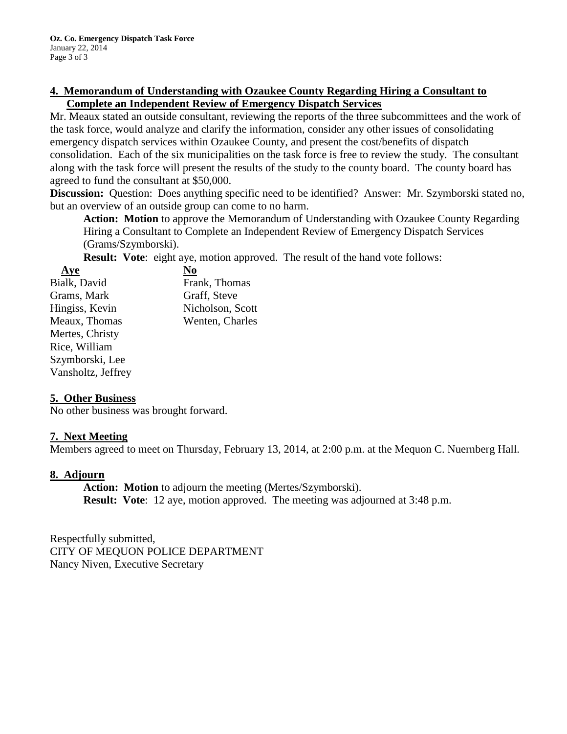## 4. Memorandum of Understanding with Ozaukee County Regarding Hiring a Consultant to Complete an Independent Review of Emergency Dispatch Services

Mr. Meaux stated an outside consultant, reviewing the reports of the three subcommittees and the work of the task force, would analyze and clarify the information, consider any other issues of consolidating emergency dispatch services within Ozaukee County, and present the cost/benefits of dispatch consolidation. Each of the six municipalities on the task force is free to review the study. The consultant along with the task force will present the results of the study to the county board. The county board has agreed to fund the consultant at $50,000.

**Discussion:** Question: Does anything specific need to be identified? Answer: Mr. Szymborski stated no, but an overview of an outside group can come to no harm.

> **Action: Motion** to approve the Memorandum of Understanding with Ozaukee County Regarding Hiring a Consultant to Complete an Independent Review of Emergency Dispatch Services (Grams/Szymborski).
>
> **Result: Vote**: eight aye, motion approved. The result of the hand vote follows:

| Aye | No |
|---|---|
| Bialk, David | Frank, Thomas |
| Grams, Mark | Graff, Steve |
| Hingiss, Kevin | Nicholson, Scott |
| Meaux, Thomas | Wenten, Charles |
| Mertes, Christy | |
| Rice, William | |
| Szymborski, Lee | |
| Vansholtz, Jeffrey | |

## 5. Other Business

No other business was brought forward.

## 7. Next Meeting

Members agreed to meet on Thursday, February 13, 2014, at 2:00 p.m. at the Mequon C. Nuernberg Hall.

## 8. Adjourn

> **Action: Motion** to adjourn the meeting (Mertes/Szymborski).
>
> **Result: Vote**: 12 aye, motion approved. The meeting was adjourned at 3:48 p.m.

Respectfully submitted,
CITY OF MEQUON POLICE DEPARTMENT
Nancy Niven, Executive Secretary